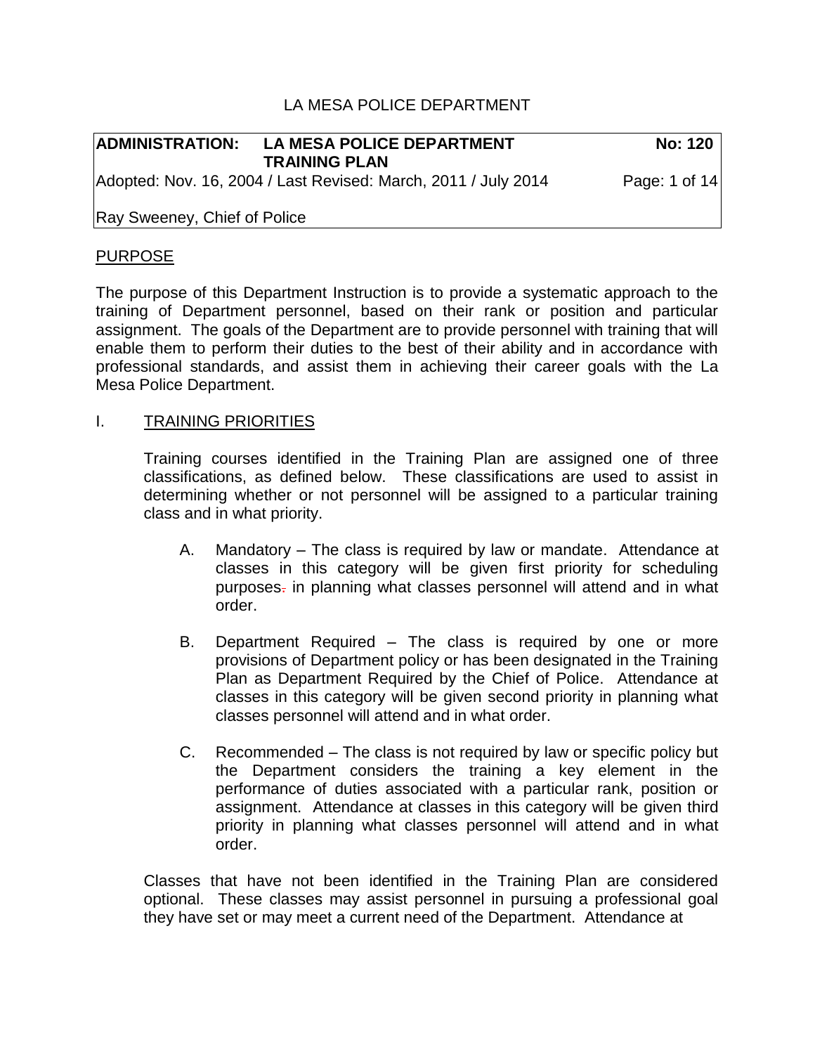LA MESA POLICE DEPARTMENT

| **ADMINISTRATION:** | **LA MESA POLICE DEPARTMENT TRAINING PLAN** | **No: 120** |
|---|---|---|
| Adopted: Nov. 16, 2004 / Last Revised: March, 2011 / July 2014 | | Page: 1 of 14 |
| Ray Sweeney, Chief of Police | | |

## PURPOSE

The purpose of this Department Instruction is to provide a systematic approach to the training of Department personnel, based on their rank or position and particular assignment. The goals of the Department are to provide personnel with training that will enable them to perform their duties to the best of their ability and in accordance with professional standards, and assist them in achieving their career goals with the La Mesa Police Department.

## I. TRAINING PRIORITIES

Training courses identified in the Training Plan are assigned one of three classifications, as defined below. These classifications are used to assist in determining whether or not personnel will be assigned to a particular training class and in what priority.

A. Mandatory – The class is required by law or mandate. Attendance at classes in this category will be given first priority for scheduling purposes. in planning what classes personnel will attend and in what order.

B. Department Required – The class is required by one or more provisions of Department policy or has been designated in the Training Plan as Department Required by the Chief of Police. Attendance at classes in this category will be given second priority in planning what classes personnel will attend and in what order.

C. Recommended – The class is not required by law or specific policy but the Department considers the training a key element in the performance of duties associated with a particular rank, position or assignment. Attendance at classes in this category will be given third priority in planning what classes personnel will attend and in what order.

Classes that have not been identified in the Training Plan are considered optional. These classes may assist personnel in pursuing a professional goal they have set or may meet a current need of the Department. Attendance at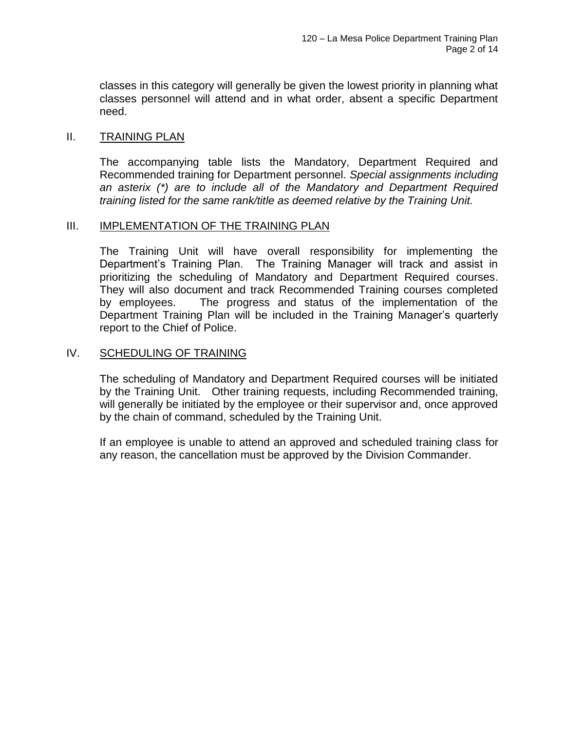classes in this category will generally be given the lowest priority in planning what classes personnel will attend and in what order, absent a specific Department need.

## II. TRAINING PLAN

The accompanying table lists the Mandatory, Department Required and Recommended training for Department personnel. *Special assignments including an asterix (*) are to include all of the Mandatory and Department Required training listed for the same rank/title as deemed relative by the Training Unit.*

## III. IMPLEMENTATION OF THE TRAINING PLAN

The Training Unit will have overall responsibility for implementing the Department's Training Plan. The Training Manager will track and assist in prioritizing the scheduling of Mandatory and Department Required courses. They will also document and track Recommended Training courses completed by employees. The progress and status of the implementation of the Department Training Plan will be included in the Training Manager's quarterly report to the Chief of Police.

## IV. SCHEDULING OF TRAINING

The scheduling of Mandatory and Department Required courses will be initiated by the Training Unit. Other training requests, including Recommended training, will generally be initiated by the employee or their supervisor and, once approved by the chain of command, scheduled by the Training Unit.

If an employee is unable to attend an approved and scheduled training class for any reason, the cancellation must be approved by the Division Commander.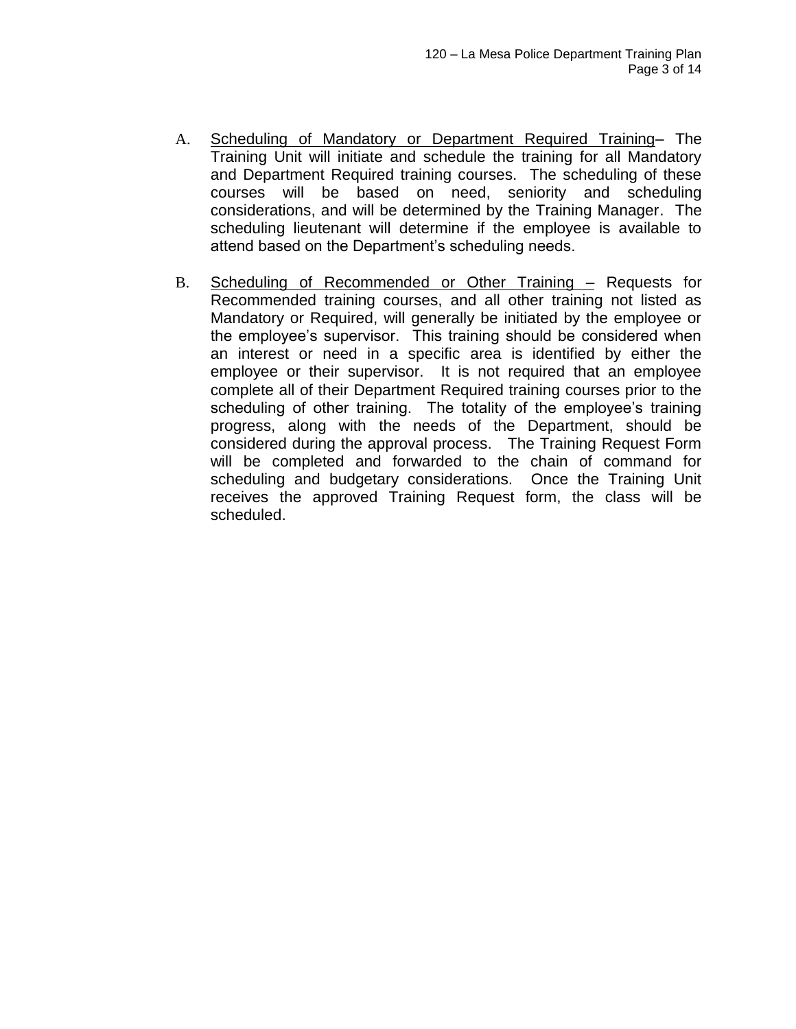A. <u>Scheduling of Mandatory or Department Required Training</u>– The Training Unit will initiate and schedule the training for all Mandatory and Department Required training courses. The scheduling of these courses will be based on need, seniority and scheduling considerations, and will be determined by the Training Manager. The scheduling lieutenant will determine if the employee is available to attend based on the Department's scheduling needs.

B. <u>Scheduling of Recommended or Other Training –</u> Requests for Recommended training courses, and all other training not listed as Mandatory or Required, will generally be initiated by the employee or the employee's supervisor. This training should be considered when an interest or need in a specific area is identified by either the employee or their supervisor. It is not required that an employee complete all of their Department Required training courses prior to the scheduling of other training. The totality of the employee's training progress, along with the needs of the Department, should be considered during the approval process. The Training Request Form will be completed and forwarded to the chain of command for scheduling and budgetary considerations. Once the Training Unit receives the approved Training Request form, the class will be scheduled.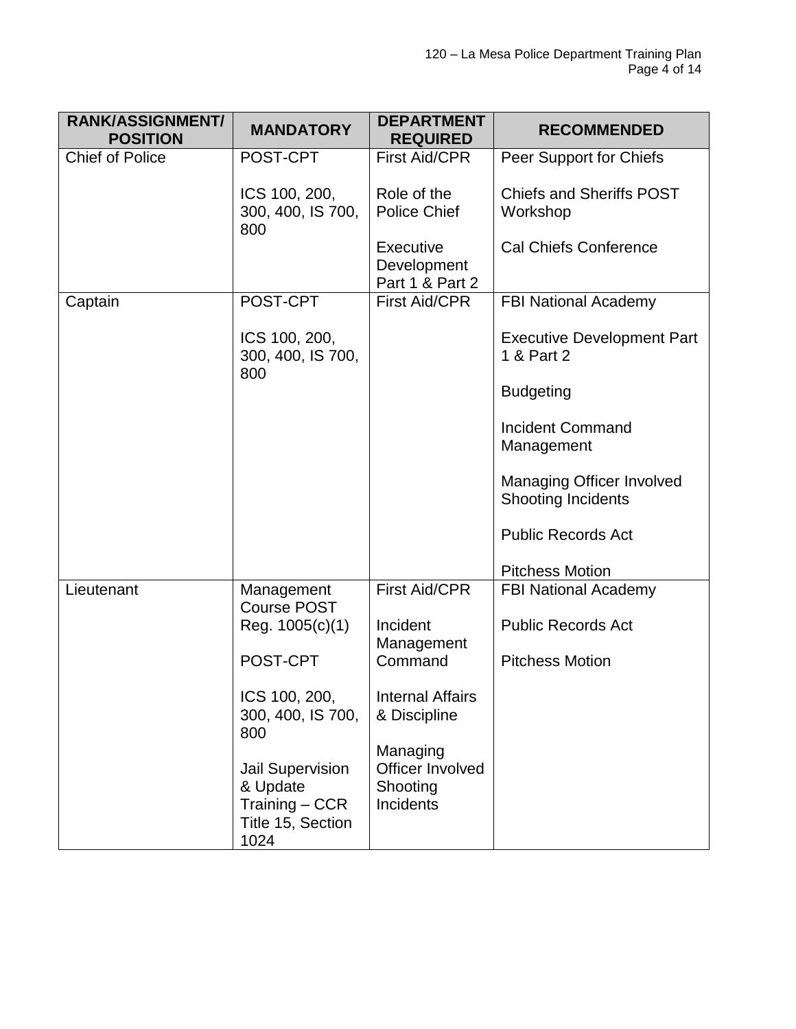| RANK/ASSIGNMENT/ POSITION | MANDATORY | DEPARTMENT REQUIRED | RECOMMENDED |
|---|---|---|---|
| Chief of Police | POST-CPT<br><br>ICS 100, 200, 300, 400, IS 700, 800 | First Aid/CPR<br><br>Role of the Police Chief<br><br>Executive Development Part 1 & Part 2 | Peer Support for Chiefs<br><br>Chiefs and Sheriffs POST Workshop<br><br>Cal Chiefs Conference |
| Captain | POST-CPT<br><br>ICS 100, 200, 300, 400, IS 700, 800 | First Aid/CPR | FBI National Academy<br><br>Executive Development Part 1 & Part 2<br><br>Budgeting<br><br>Incident Command Management<br><br>Managing Officer Involved Shooting Incidents<br><br>Public Records Act<br><br>Pitchess Motion |
| Lieutenant | Management Course POST Reg. 1005(c)(1)<br><br>POST-CPT<br><br>ICS 100, 200, 300, 400, IS 700, 800<br><br>Jail Supervision & Update Training – CCR Title 15, Section 1024 | First Aid/CPR<br><br>Incident Management Command<br><br>Internal Affairs & Discipline<br><br>Managing Officer Involved Shooting Incidents | FBI National Academy<br><br>Public Records Act<br><br>Pitchess Motion |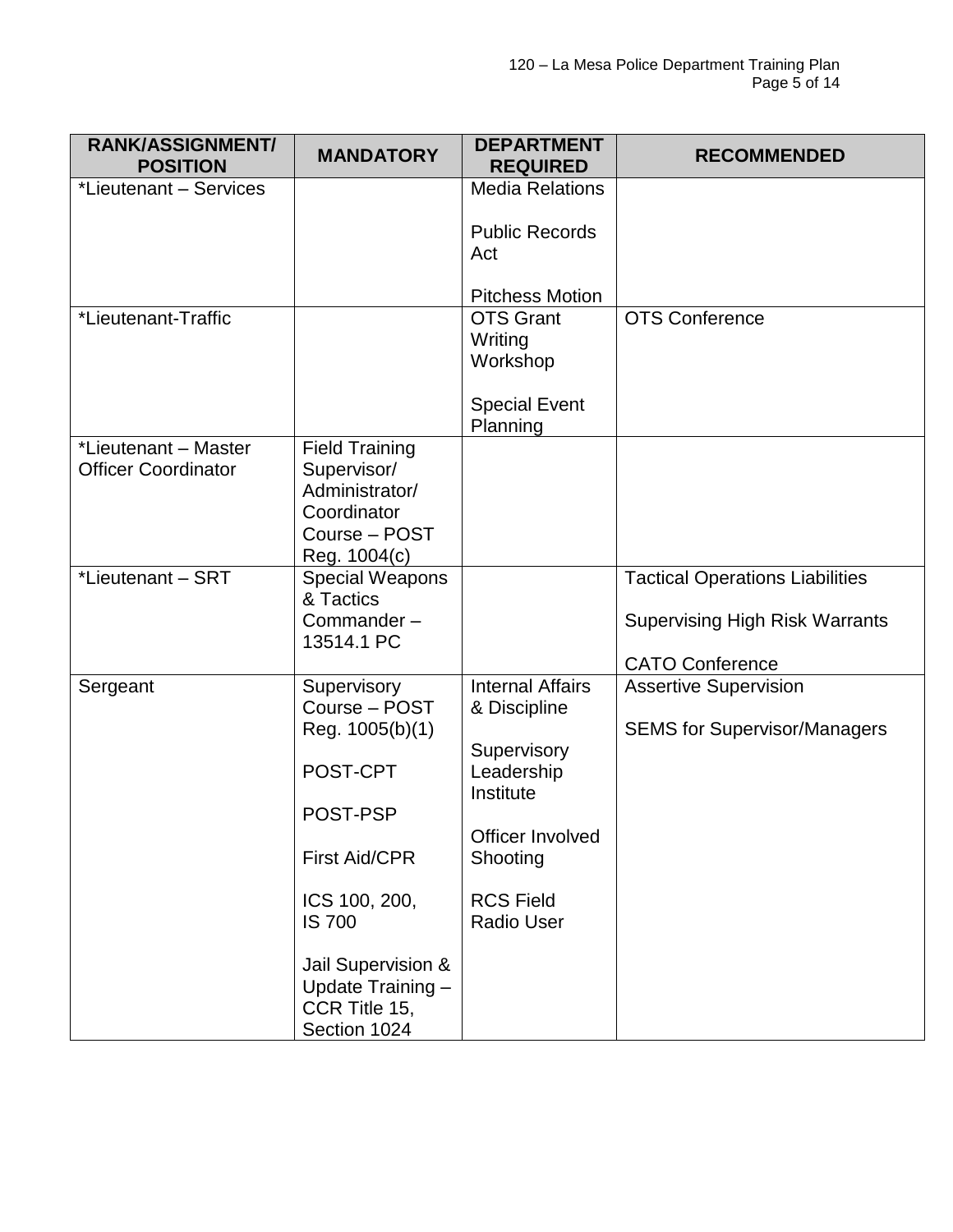| RANK/ASSIGNMENT/ POSITION | MANDATORY | DEPARTMENT REQUIRED | RECOMMENDED |
|---|---|---|---|
| *Lieutenant – Services | | Media Relations<br><br>Public Records Act<br><br>Pitchess Motion | |
| *Lieutenant-Traffic | | OTS Grant Writing Workshop<br><br>Special Event Planning | OTS Conference |
| *Lieutenant – Master Officer Coordinator | Field Training Supervisor/ Administrator/ Coordinator Course – POST Reg. 1004(c) | | |
| *Lieutenant – SRT | Special Weapons & Tactics Commander – 13514.1 PC | | Tactical Operations Liabilities<br><br>Supervising High Risk Warrants<br><br>CATO Conference |
| Sergeant | Supervisory Course – POST Reg. 1005(b)(1)<br><br>POST-CPT<br><br>POST-PSP<br><br>First Aid/CPR<br><br>ICS 100, 200, IS 700<br><br>Jail Supervision & Update Training – CCR Title 15, Section 1024 | Internal Affairs & Discipline<br><br>Supervisory Leadership Institute<br><br>Officer Involved Shooting<br><br>RCS Field Radio User | Assertive Supervision<br><br>SEMS for Supervisor/Managers |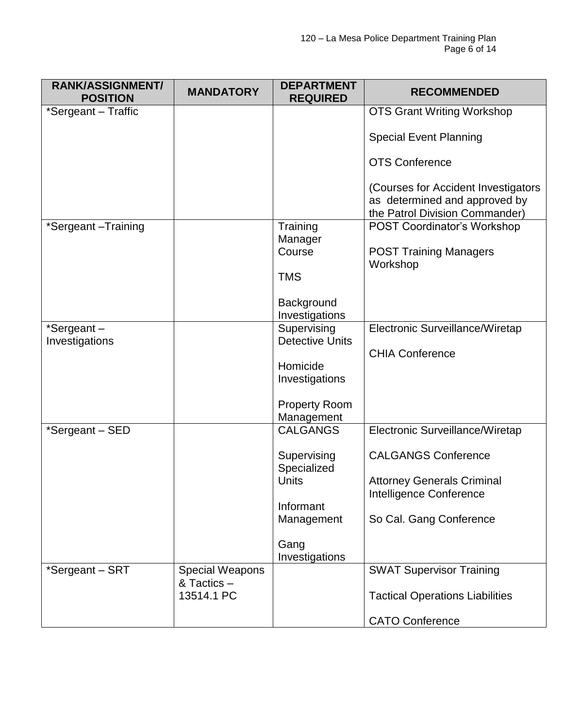| RANK/ASSIGNMENT/ POSITION | MANDATORY | DEPARTMENT REQUIRED | RECOMMENDED |
|---|---|---|---|
| *Sergeant – Traffic | | | OTS Grant Writing Workshop<br><br>Special Event Planning<br><br>OTS Conference<br><br>(Courses for Accident Investigators as determined and approved by the Patrol Division Commander) |
| *Sergeant –Training | | Training Manager Course<br><br>TMS<br><br>Background Investigations | POST Coordinator's Workshop<br><br>POST Training Managers Workshop |
| *Sergeant – Investigations | | Supervising Detective Units<br><br>Homicide Investigations<br><br>Property Room Management | Electronic Surveillance/Wiretap<br><br>CHIA Conference |
| *Sergeant – SED | | CALGANGS<br><br>Supervising Specialized Units<br><br>Informant Management<br><br>Gang Investigations | Electronic Surveillance/Wiretap<br><br>CALGANGS Conference<br><br>Attorney Generals Criminal Intelligence Conference<br><br>So Cal. Gang Conference |
| *Sergeant – SRT | Special Weapons & Tactics – 13514.1 PC | | SWAT Supervisor Training<br><br>Tactical Operations Liabilities<br><br>CATO Conference |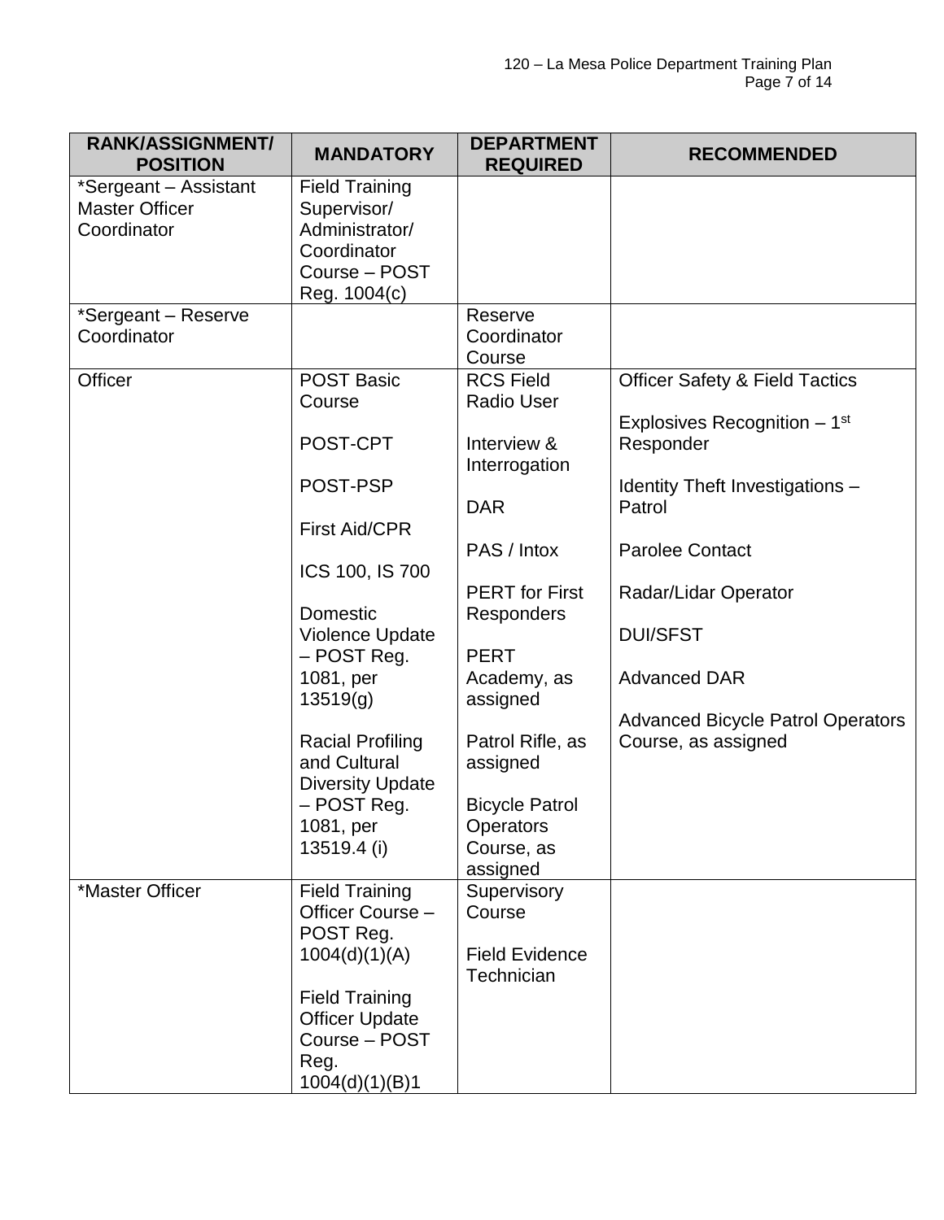| RANK/ASSIGNMENT/ POSITION | MANDATORY | DEPARTMENT REQUIRED | RECOMMENDED |
|---|---|---|---|
| *Sergeant – Assistant Master Officer Coordinator | Field Training Supervisor/ Administrator/ Coordinator Course – POST Reg. 1004(c) | | |
| *Sergeant – Reserve Coordinator | | Reserve Coordinator Course | |
| Officer | POST Basic Course<br><br>POST-CPT<br><br>POST-PSP<br><br>First Aid/CPR<br><br>ICS 100, IS 700<br><br>Domestic Violence Update – POST Reg. 1081, per 13519(g)<br><br>Racial Profiling and Cultural Diversity Update – POST Reg. 1081, per 13519.4 (i) | RCS Field Radio User<br><br>Interview & Interrogation<br><br>DAR<br><br>PAS / Intox<br><br>PERT for First Responders<br><br>PERT Academy, as assigned<br><br>Patrol Rifle, as assigned<br><br>Bicycle Patrol Operators Course, as assigned | Officer Safety & Field Tactics<br><br>Explosives Recognition – 1st Responder<br><br>Identity Theft Investigations – Patrol<br><br>Parolee Contact<br><br>Radar/Lidar Operator<br><br>DUI/SFST<br><br>Advanced DAR<br><br>Advanced Bicycle Patrol Operators Course, as assigned |
| *Master Officer | Field Training Officer Course – POST Reg. 1004(d)(1)(A)<br><br>Field Training Officer Update Course – POST Reg. 1004(d)(1)(B)1 | Supervisory Course<br><br>Field Evidence Technician | |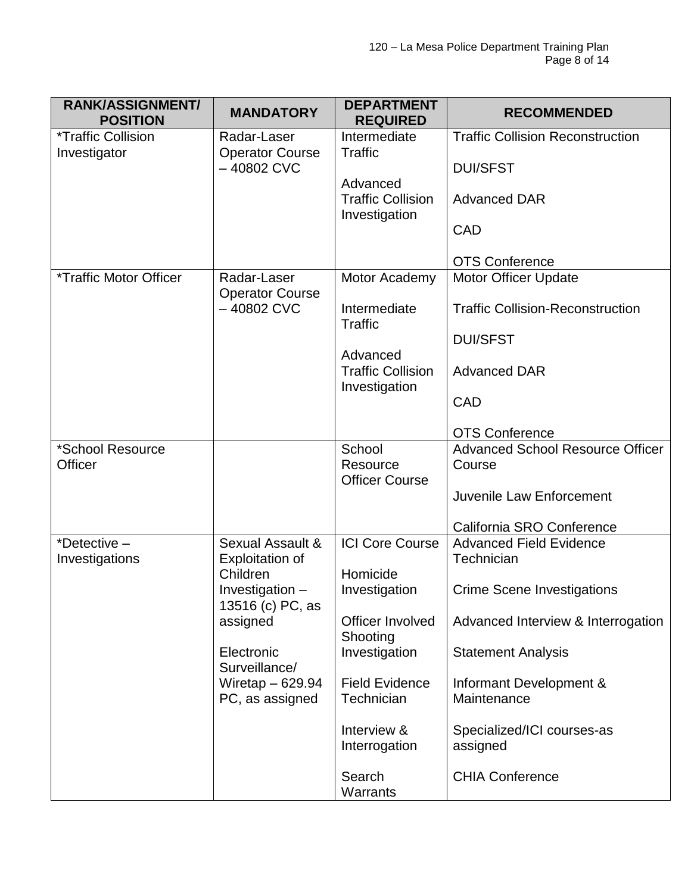| RANK/ASSIGNMENT/ POSITION | MANDATORY | DEPARTMENT REQUIRED | RECOMMENDED |
|---|---|---|---|
| *Traffic Collision Investigator | Radar-Laser Operator Course – 40802 CVC | Intermediate Traffic<br><br>Advanced Traffic Collision Investigation | Traffic Collision Reconstruction<br><br>DUI/SFST<br><br>Advanced DAR<br><br>CAD<br><br>OTS Conference |
| *Traffic Motor Officer | Radar-Laser Operator Course – 40802 CVC | Motor Academy<br><br>Intermediate Traffic<br><br>Advanced Traffic Collision Investigation | Motor Officer Update<br><br>Traffic Collision-Reconstruction<br><br>DUI/SFST<br><br>Advanced DAR<br><br>CAD<br><br>OTS Conference |
| *School Resource Officer | | School Resource Officer Course | Advanced School Resource Officer Course<br><br>Juvenile Law Enforcement<br><br>California SRO Conference |
| *Detective – Investigations | Sexual Assault & Exploitation of Children Investigation – 13516 (c) PC, as assigned<br><br>Electronic Surveillance/ Wiretap – 629.94 PC, as assigned | ICI Core Course<br><br>Homicide Investigation<br><br>Officer Involved Shooting Investigation<br><br>Field Evidence Technician<br><br>Interview & Interrogation<br><br>Search Warrants | Advanced Field Evidence Technician<br><br>Crime Scene Investigations<br><br>Advanced Interview & Interrogation<br><br>Statement Analysis<br><br>Informant Development & Maintenance<br><br>Specialized/ICI courses-as assigned<br><br>CHIA Conference |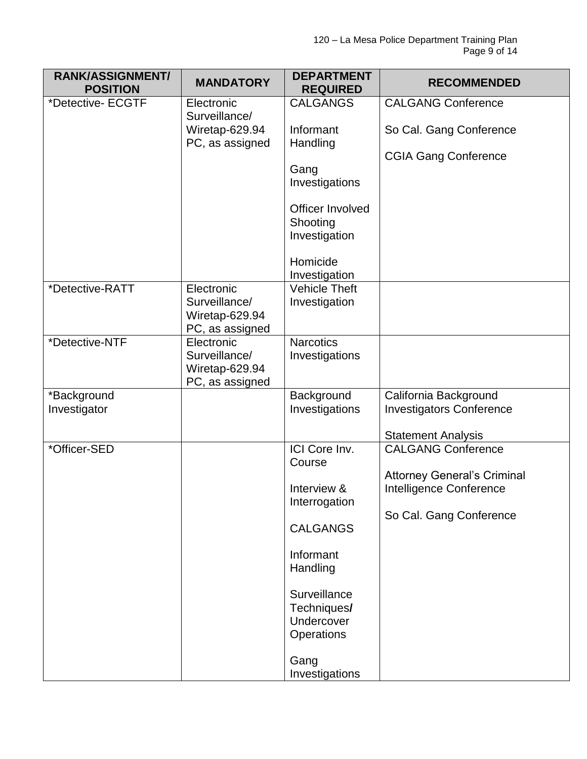| RANK/ASSIGNMENT/ POSITION | MANDATORY | DEPARTMENT REQUIRED | RECOMMENDED |
|---|---|---|---|
| *Detective- ECGTF | Electronic Surveillance/ Wiretap-629.94 PC, as assigned | CALGANGS<br><br>Informant Handling<br><br>Gang Investigations<br><br>Officer Involved Shooting Investigation<br><br>Homicide Investigation | CALGANG Conference<br><br>So Cal. Gang Conference<br><br>CGIA Gang Conference |
| *Detective-RATT | Electronic Surveillance/ Wiretap-629.94 PC, as assigned | Vehicle Theft Investigation | |
| *Detective-NTF | Electronic Surveillance/ Wiretap-629.94 PC, as assigned | Narcotics Investigations | |
| *Background Investigator | | Background Investigations | California Background Investigators Conference<br><br>Statement Analysis |
| *Officer-SED | | ICI Core Inv. Course<br><br>Interview & Interrogation<br><br>CALGANGS<br><br>Informant Handling<br><br>Surveillance Techniques/ Undercover Operations<br><br>Gang Investigations | CALGANG Conference<br><br>Attorney General's Criminal Intelligence Conference<br><br>So Cal. Gang Conference |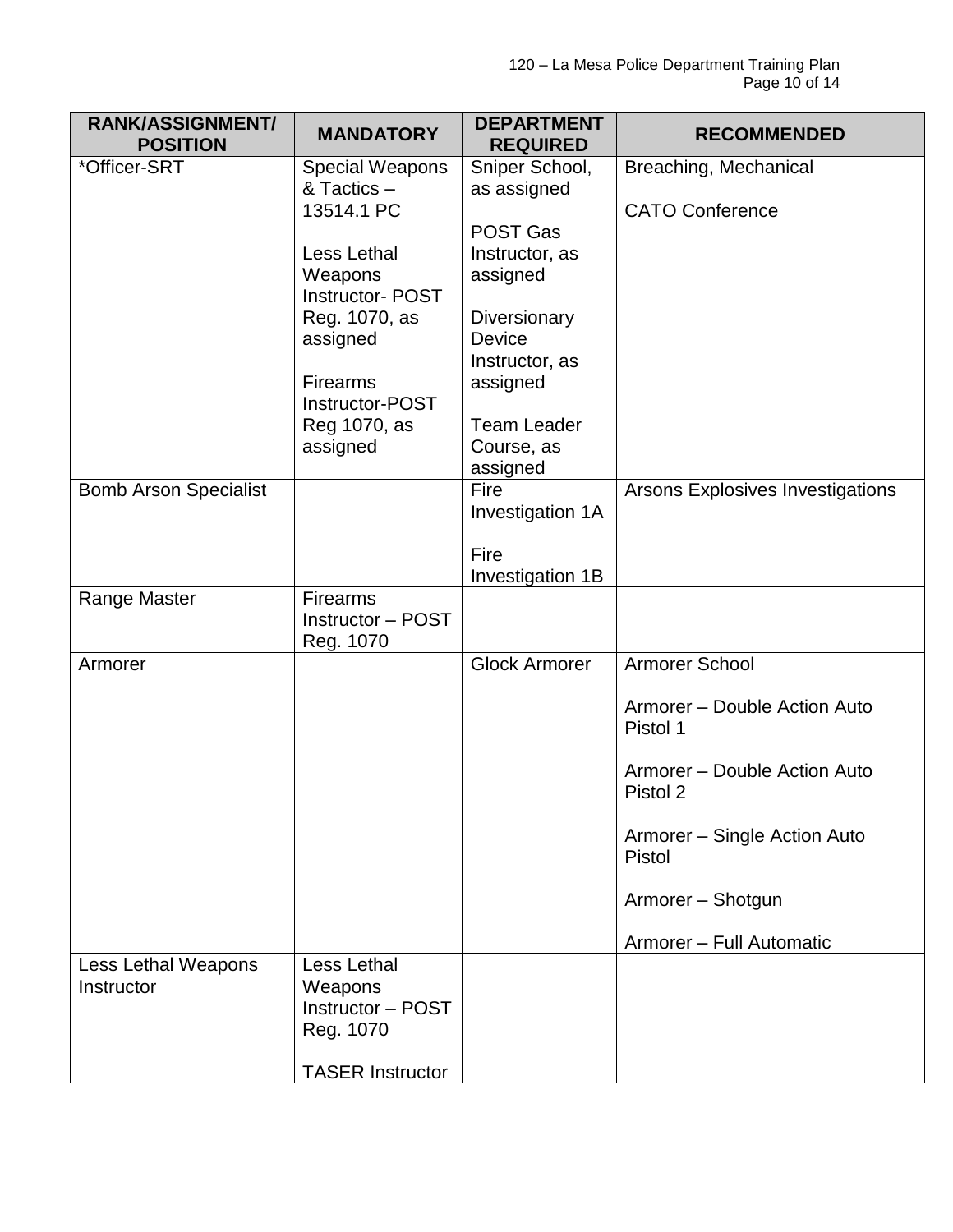| RANK/ASSIGNMENT/ POSITION | MANDATORY | DEPARTMENT REQUIRED | RECOMMENDED |
|---|---|---|---|
| *Officer-SRT | Special Weapons & Tactics – 13514.1 PC<br><br>Less Lethal Weapons Instructor- POST Reg. 1070, as assigned<br><br>Firearms Instructor-POST Reg 1070, as assigned | Sniper School, as assigned<br><br>POST Gas Instructor, as assigned<br><br>Diversionary Device Instructor, as assigned<br><br>Team Leader Course, as assigned | Breaching, Mechanical<br><br>CATO Conference |
| Bomb Arson Specialist | | Fire Investigation 1A<br><br>Fire Investigation 1B | Arsons Explosives Investigations |
| Range Master | Firearms Instructor – POST Reg. 1070 | | |
| Armorer | | Glock Armorer | Armorer School<br><br>Armorer – Double Action Auto Pistol 1<br><br>Armorer – Double Action Auto Pistol 2<br><br>Armorer – Single Action Auto Pistol<br><br>Armorer – Shotgun<br><br>Armorer – Full Automatic |
| Less Lethal Weapons Instructor | Less Lethal Weapons Instructor – POST Reg. 1070<br><br>TASER Instructor | | |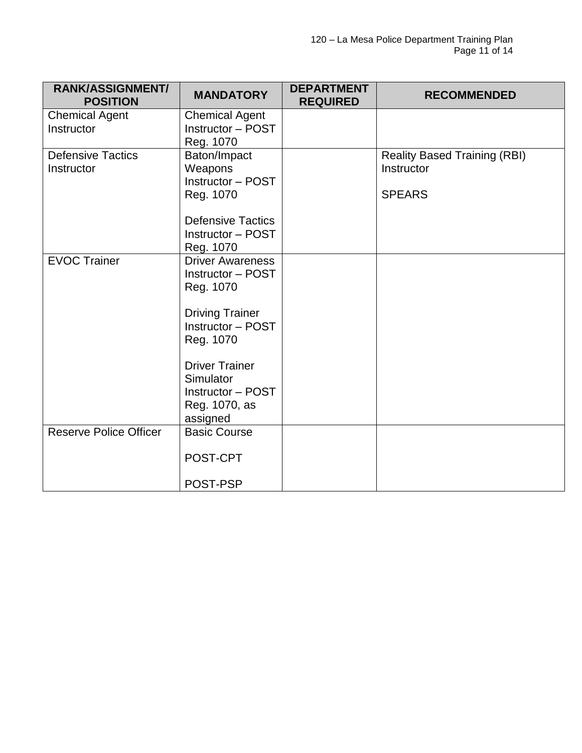| RANK/ASSIGNMENT/ POSITION | MANDATORY | DEPARTMENT REQUIRED | RECOMMENDED |
|---|---|---|---|
| Chemical Agent Instructor | Chemical Agent Instructor – POST Reg. 1070 | | |
| Defensive Tactics Instructor | Baton/Impact Weapons Instructor – POST Reg. 1070<br><br>Defensive Tactics Instructor – POST Reg. 1070 | | Reality Based Training (RBI) Instructor<br><br>SPEARS |
| EVOC Trainer | Driver Awareness Instructor – POST Reg. 1070<br><br>Driving Trainer Instructor – POST Reg. 1070<br><br>Driver Trainer Simulator Instructor – POST Reg. 1070, as assigned | | |
| Reserve Police Officer | Basic Course<br><br>POST-CPT<br><br>POST-PSP | | |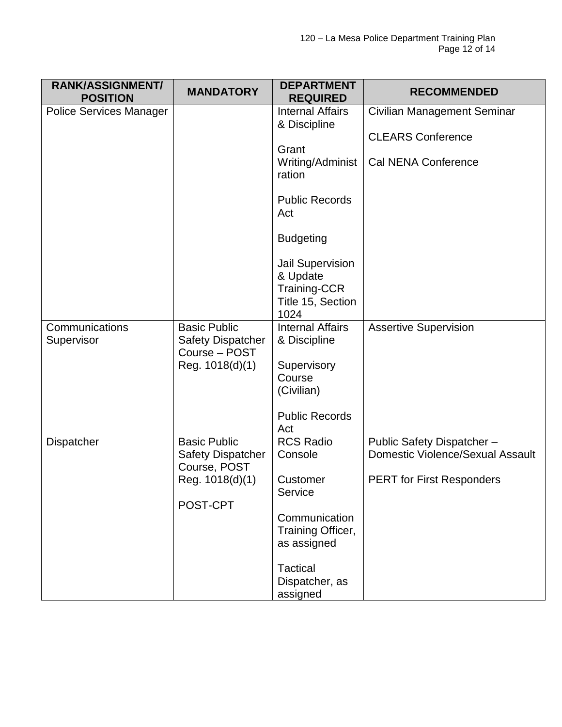| RANK/ASSIGNMENT/ POSITION | MANDATORY | DEPARTMENT REQUIRED | RECOMMENDED |
|---|---|---|---|
| Police Services Manager | | Internal Affairs & Discipline<br><br>Grant Writing/Administration<br><br>Public Records Act<br><br>Budgeting<br><br>Jail Supervision & Update Training-CCR Title 15, Section 1024 | Civilian Management Seminar<br><br>CLEARS Conference<br><br>Cal NENA Conference |
| Communications Supervisor | Basic Public Safety Dispatcher Course – POST Reg. 1018(d)(1) | Internal Affairs & Discipline<br><br>Supervisory Course (Civilian)<br><br>Public Records Act | Assertive Supervision |
| Dispatcher | Basic Public Safety Dispatcher Course, POST Reg. 1018(d)(1)<br><br>POST-CPT | RCS Radio Console<br><br>Customer Service<br><br>Communication Training Officer, as assigned<br><br>Tactical Dispatcher, as assigned | Public Safety Dispatcher – Domestic Violence/Sexual Assault<br><br>PERT for First Responders |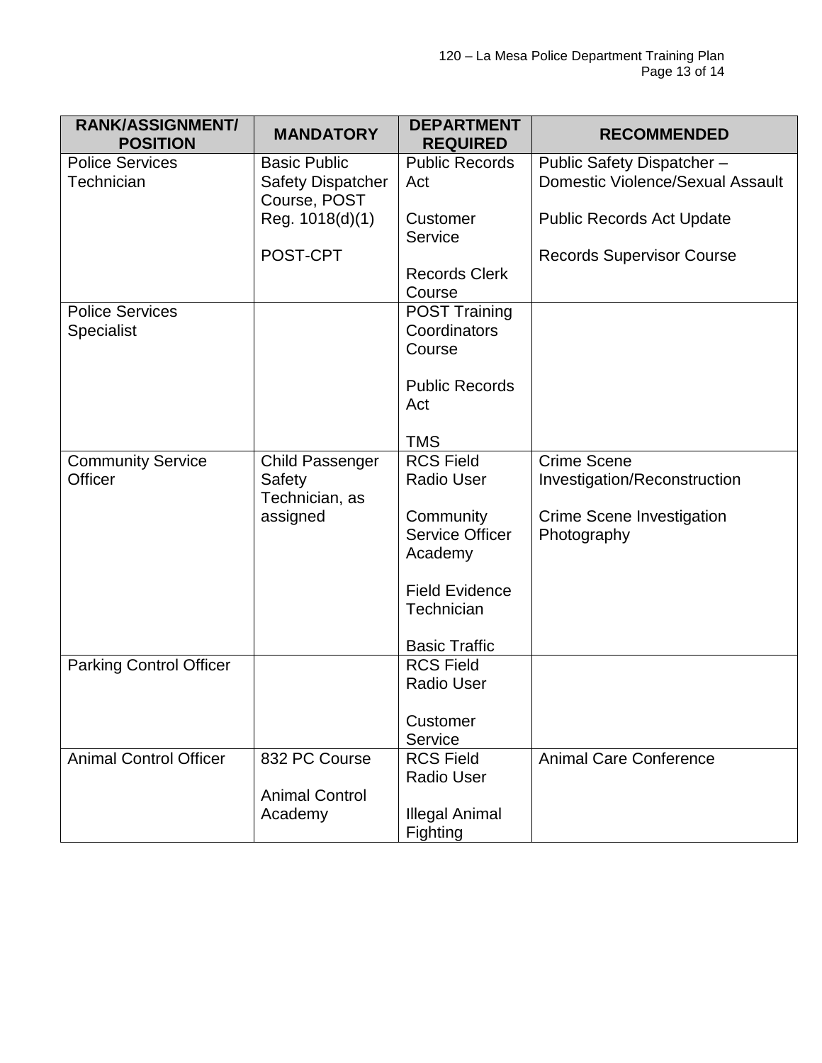| RANK/ASSIGNMENT/ POSITION | MANDATORY | DEPARTMENT REQUIRED | RECOMMENDED |
|---|---|---|---|
| Police Services Technician | Basic Public Safety Dispatcher Course, POST Reg. 1018(d)(1)<br><br>POST-CPT | Public Records Act<br><br>Customer Service<br><br>Records Clerk Course | Public Safety Dispatcher – Domestic Violence/Sexual Assault<br><br>Public Records Act Update<br><br>Records Supervisor Course |
| Police Services Specialist | | POST Training Coordinators Course<br><br>Public Records Act<br><br>TMS | |
| Community Service Officer | Child Passenger Safety Technician, as assigned | RCS Field Radio User<br><br>Community Service Officer Academy<br><br>Field Evidence Technician<br><br>Basic Traffic | Crime Scene Investigation/Reconstruction<br><br>Crime Scene Investigation Photography |
| Parking Control Officer | | RCS Field Radio User<br><br>Customer Service | |
| Animal Control Officer | 832 PC Course<br><br>Animal Control Academy | RCS Field Radio User<br><br>Illegal Animal Fighting | Animal Care Conference |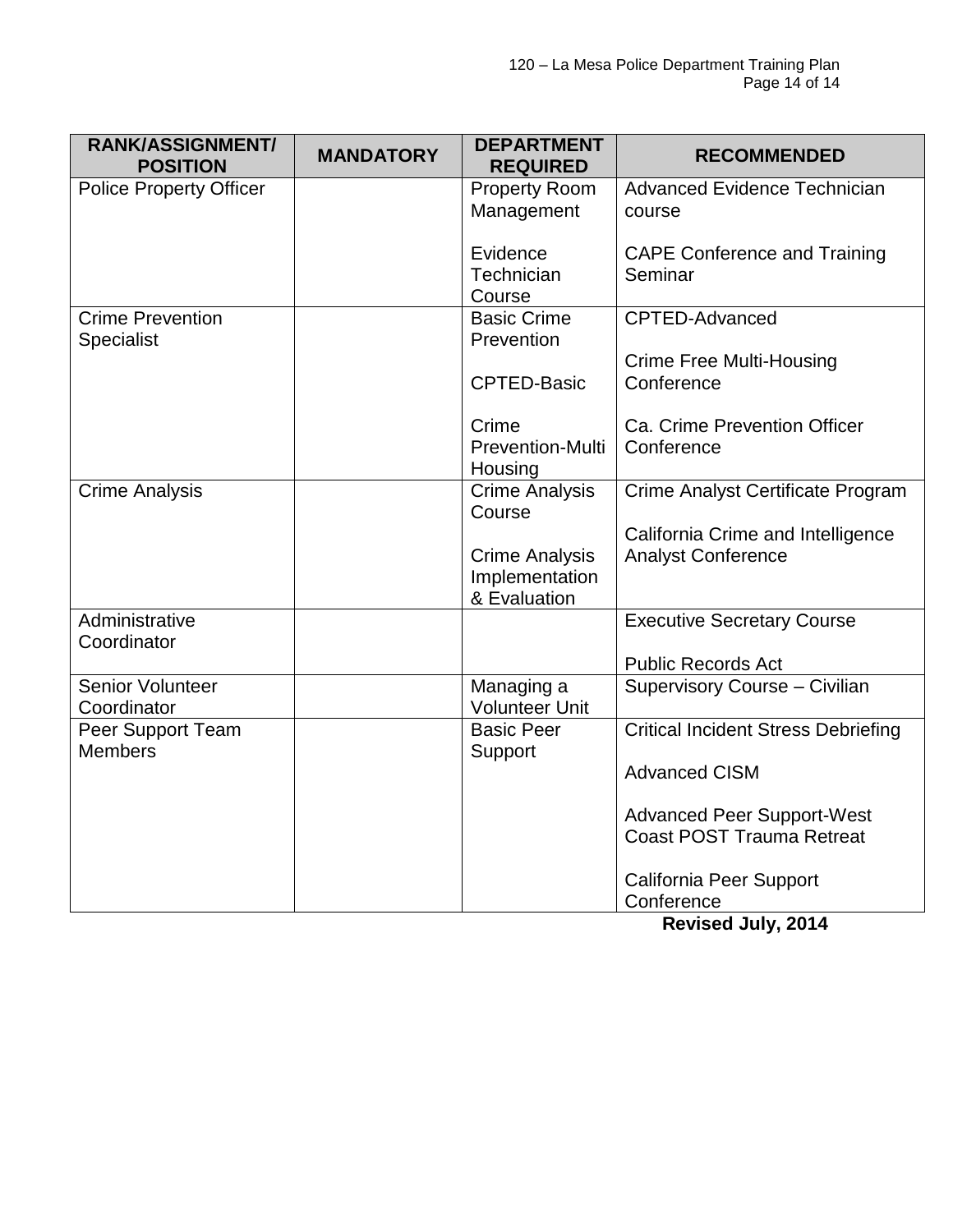| RANK/ASSIGNMENT/ POSITION | MANDATORY | DEPARTMENT REQUIRED | RECOMMENDED |
|---|---|---|---|
| Police Property Officer | | Property Room Management<br><br>Evidence Technician Course | Advanced Evidence Technician course<br><br>CAPE Conference and Training Seminar |
| Crime Prevention Specialist | | Basic Crime Prevention<br><br>CPTED-Basic<br><br>Crime Prevention-Multi Housing | CPTED-Advanced<br><br>Crime Free Multi-Housing Conference<br><br>Ca. Crime Prevention Officer Conference |
| Crime Analysis | | Crime Analysis Course<br><br>Crime Analysis Implementation & Evaluation | Crime Analyst Certificate Program<br><br>California Crime and Intelligence Analyst Conference |
| Administrative Coordinator | | | Executive Secretary Course<br><br>Public Records Act |
| Senior Volunteer Coordinator | | Managing a Volunteer Unit | Supervisory Course – Civilian |
| Peer Support Team Members | | Basic Peer Support | Critical Incident Stress Debriefing<br><br>Advanced CISM<br><br>Advanced Peer Support-West Coast POST Trauma Retreat<br><br>California Peer Support Conference |

**Revised July, 2014**